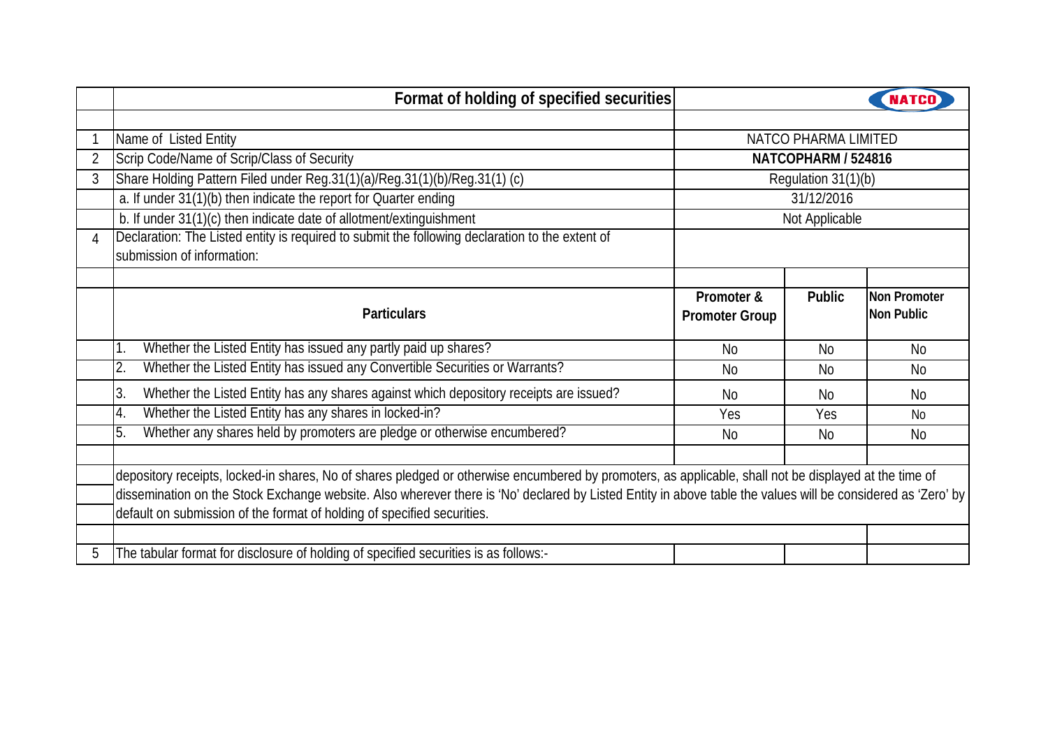# Format of holding of specified securities

| | | | | |
|---|---|---|---|---|
| 1 | Name of Listed Entity | NATCO PHARMA LIMITED | | |
| 2 | Scrip Code/Name of Scrip/Class of Security | **NATCOPHARM / 524816** | | |
| 3 | Share Holding Pattern Filed under Reg.31(1)(a)/Reg.31(1)(b)/Reg.31(1) (c) | Regulation 31(1)(b) | | |
| | a. If under 31(1)(b) then indicate the report for Quarter ending | 31/12/2016 | | |
| | b. If under 31(1)(c) then indicate date of allotment/extinguishment | Not Applicable | | |
| 4 | Declaration: The Listed entity is required to submit the following declaration to the extent of submission of information: | | | |
| | **Particulars** | **Promoter & Promoter Group** | **Public** | **Non Promoter Non Public** |
| | 1. Whether the Listed Entity has issued any partly paid up shares? | No | No | No |
| | 2. Whether the Listed Entity has issued any Convertible Securities or Warrants? | No | No | No |
| | 3. Whether the Listed Entity has any shares against which depository receipts are issued? | No | No | No |
| | 4. Whether the Listed Entity has any shares in locked-in? | Yes | Yes | No |
| | 5. Whether any shares held by promoters are pledge or otherwise encumbered? | No | No | No |

depository receipts, locked-in shares, No of shares pledged or otherwise encumbered by promoters, as applicable, shall not be displayed at the time of dissemination on the Stock Exchange website. Also wherever there is 'No' declared by Listed Entity in above table the values will be considered as 'Zero' by default on submission of the format of holding of specified securities.

5 The tabular format for disclosure of holding of specified securities is as follows:-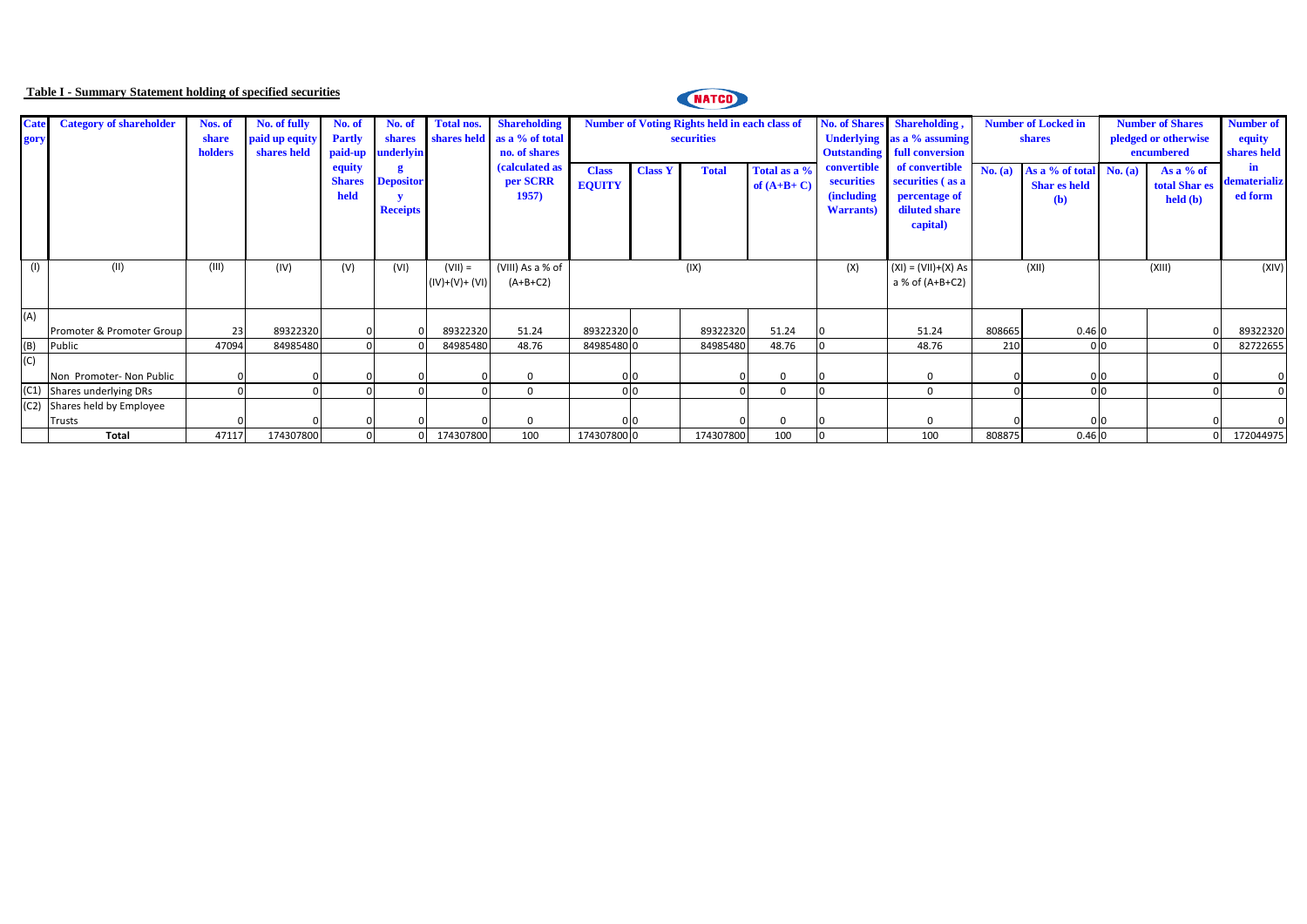**Table I - Summary Statement holding of specified securities**

| Category | Category of shareholder | Nos. of share holders | No. of fully paid up equity shares held | No. of Partly paid-up equity Shares held | No. of shares underlying Depository Receipts | Total nos. shares held | Shareholding as a % of total no. of shares (calculated as per SCRR 1957) | Number of Voting Rights held in each class of securities | | | | No. of Shares Underlying Outstanding convertible securities (including Warrants) | Shareholding , as a % assuming full conversion of convertible securities ( as a percentage of diluted share capital) | Number of Locked in shares | | Number of Shares pledged or otherwise encumbered | | Number of equity shares held in dematerialized form |
|---|---|---|---|---|---|---|---|---|---|---|---|---|---|---|---|---|---|---|
| | | | | | | | | Class EQUITY | Class Y | Total | Total as a % of (A+B+ C) | | | No. (a) | As a % of total Shar es held (b) | No. (a) | As a % of total Shar es held (b) | |
| (I) | (II) | (III) | (IV) | (V) | (VI) | (VII) = (IV)+(V)+ (VI) | (VIII) As a % of (A+B+C2) | (IX) | | | | (X) | (XI) = (VII)+(X) As a % of (A+B+C2) | (XII) | | (XIII) | | (XIV) |
| (A) | Promoter & Promoter Group | 23 | 89322320 | 0 | 0 | 89322320 | 51.24 | 89322320 | 0 | 89322320 | 51.24 | 0 | 51.24 | 808665 | 0.46 | 0 | 0 | 89322320 |
| (B) | Public | 47094 | 84985480 | 0 | 0 | 84985480 | 48.76 | 84985480 | 0 | 84985480 | 48.76 | 0 | 48.76 | 210 | 0 | 0 | 0 | 82722655 |
| (C) | Non Promoter- Non Public | 0 | 0 | 0 | 0 | 0 | 0 | 0 | 0 | 0 | 0 | 0 | 0 | 0 | 0 | 0 | 0 | 0 |
| (C1) | Shares underlying DRs | 0 | 0 | 0 | 0 | 0 | 0 | 0 | 0 | 0 | 0 | 0 | 0 | 0 | 0 | 0 | 0 | 0 |
| (C2) | Shares held by Employee Trusts | 0 | 0 | 0 | 0 | 0 | 0 | 0 | 0 | 0 | 0 | 0 | 0 | 0 | 0 | 0 | 0 | 0 |
| | **Total** | 47117 | 174307800 | 0 | 0 | 174307800 | 100 | 174307800 | 0 | 174307800 | 100 | 0 | 100 | 808875 | 0.46 | 0 | 0 | 172044975 |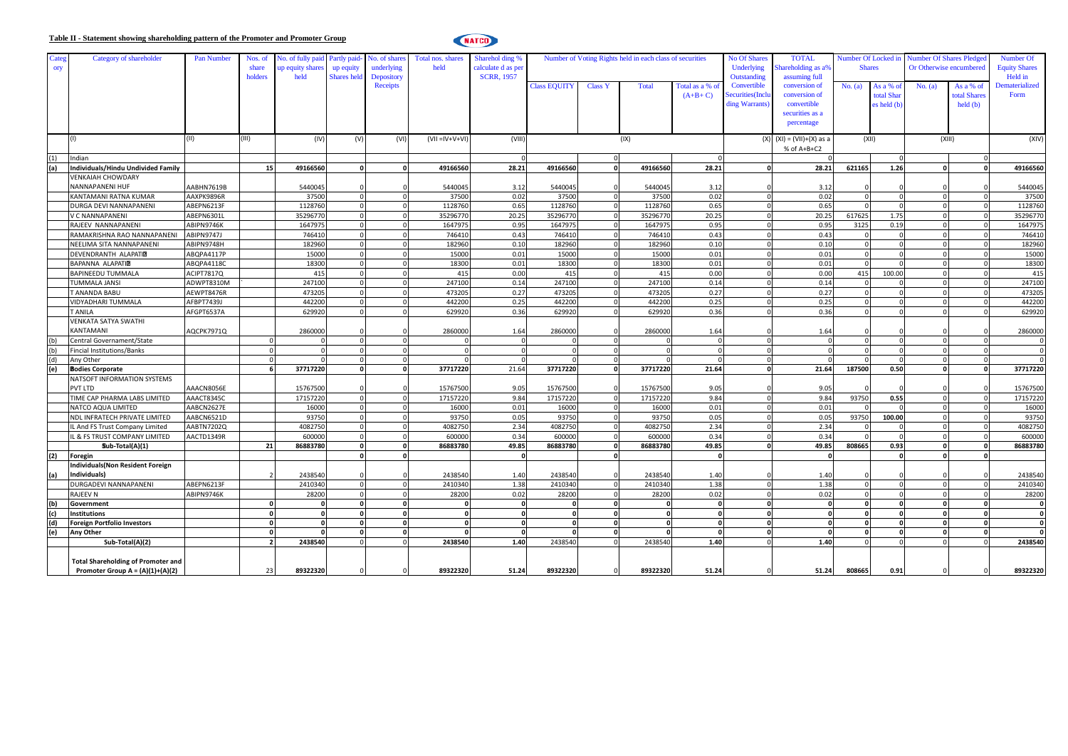## Table II - Statement showing shareholding pattern of the Promoter and Promoter Group

NATCO

| Category | Category of shareholder | Pan Number | Nos. of share holders | No. of fully paid up equity shares held | Partly paid-up equity Shares held | No. of shares underlying Depository Receipts | Total nos. shares held | Sharehol ding % calculate d as per SCRR, 1957 | Number of Voting Rights held in each class of securities | | | | No Of Shares Underlying Outstanding Convertible Securities(Including Warrants) | TOTAL Shareholding as a% assuming full conversion of conversion of convertible securities as a percentage | Number Of Locked in Shares | | Number Of Shares Pledged Or Otherwise encumbered | | Number Of Equity Shares Held in Dematerialized Form |
|---|---|---|---|---|---|---|---|---|---|---|---|---|---|---|---|---|---|---|---|
| | | | | | | | | | Class EQUITY | Class Y | Total | Total as a % of (A+B+ C) | | | No. (a) | As a % of total Shares held (b) | No. (a) | As a % of total Shares held (b) | |
| | (I) | (II) | (III) | (IV) | (V) | (VI) | (VII =IV+V+VI) | (VIII) | (IX) | | | | (X) | (XI) = (VII)+(X) as a % of A+B+C2 | (XII) | | (XIII) | | (XIV) |
| (1) | Indian | | | | | | | 0 | | 0 | | 0 | | 0 | | 0 | | 0 | |
| (a) | **Individuals/Hindu Undivided Family** | | **15** | **49166560** | **0** | **0** | **49166560** | **28.21** | **49166560** | **0** | **49166560** | **28.21** | **0** | **28.21** | **621165** | **1.26** | **0** | **0** | **49166560** |
| | VENKAIAH CHOWDARY NANNAPANENI HUF | AABHN7619B | | 5440045 | 0 | 0 | 5440045 | 3.12 | 5440045 | 0 | 5440045 | 3.12 | 0 | 3.12 | 0 | 0 | 0 | 0 | 5440045 |
| | KANTAMANI RATNA KUMAR | AAXPK9896R | | 37500 | 0 | 0 | 37500 | 0.02 | 37500 | 0 | 37500 | 0.02 | 0 | 0.02 | 0 | 0 | 0 | 0 | 37500 |
| | DURGA DEVI NANNAPANENI | ABEPN6213F | | 1128760 | 0 | 0 | 1128760 | 0.65 | 1128760 | 0 | 1128760 | 0.65 | 0 | 0.65 | 0 | 0 | 0 | 0 | 1128760 |
| | V C NANNAPANENI | ABEPN6301L | | 35296770 | 0 | 0 | 35296770 | 20.25 | 35296770 | 0 | 35296770 | 20.25 | 0 | 20.25 | 617625 | 1.75 | 0 | 0 | 35296770 |
| | RAJEEV NANNAPANENI | ABIPN9746K | | 1647975 | 0 | 0 | 1647975 | 0.95 | 1647975 | 0 | 1647975 | 0.95 | 0 | 0.95 | 3125 | 0.19 | 0 | 0 | 1647975 |
| | RAMAKRISHNA RAO NANNAPANENI | ABIPN9747J | | 746410 | 0 | 0 | 746410 | 0.43 | 746410 | 0 | 746410 | 0.43 | 0 | 0.43 | 0 | 0 | 0 | 0 | 746410 |
| | NEELIMA SITA NANNAPANENI | ABIPN9748H | | 182960 | 0 | 0 | 182960 | 0.10 | 182960 | 0 | 182960 | 0.10 | 0 | 0.10 | 0 | 0 | 0 | 0 | 182960 |
| | DEVENDRANTH ALAPATI | ABQPA4117P | | 15000 | 0 | 0 | 15000 | 0.01 | 15000 | 0 | 15000 | 0.01 | 0 | 0.01 | 0 | 0 | 0 | 0 | 15000 |
| | BAPANNA ALAPATI | ABQPA4118C | | 18300 | 0 | 0 | 18300 | 0.01 | 18300 | 0 | 18300 | 0.01 | 0 | 0.01 | 0 | 0 | 0 | 0 | 18300 |
| | BAPINEEDU TUMMALA | ACIPT7817Q | | 415 | 0 | 0 | 415 | 0.00 | 415 | 0 | 415 | 0.00 | 0 | 0.00 | 415 | 100.00 | 0 | 0 | 415 |
| | TUMMALA JANSI | ADWPT8310M | | 247100 | 0 | 0 | 247100 | 0.14 | 247100 | 0 | 247100 | 0.14 | 0 | 0.14 | 0 | 0 | 0 | 0 | 247100 |
| | T ANANDA BABU | AEWPT8476R | | 473205 | 0 | 0 | 473205 | 0.27 | 473205 | 0 | 473205 | 0.27 | 0 | 0.27 | 0 | 0 | 0 | 0 | 473205 |
| | VIDYADHARI TUMMALA | AFBPT7439J | | 442200 | 0 | 0 | 442200 | 0.25 | 442200 | 0 | 442200 | 0.25 | 0 | 0.25 | 0 | 0 | 0 | 0 | 442200 |
| | T ANILA | AFGPT6537A | | 629920 | 0 | 0 | 629920 | 0.36 | 629920 | 0 | 629920 | 0.36 | 0 | 0.36 | 0 | 0 | 0 | 0 | 629920 |
| | VENKATA SATYA SWATHI KANTAMANI | AQCPK7971Q | | 2860000 | 0 | 0 | 2860000 | 1.64 | 2860000 | 0 | 2860000 | 1.64 | 0 | 1.64 | 0 | 0 | 0 | 0 | 2860000 |
| (b) | Central Governament/State | | 0 | 0 | 0 | 0 | 0 | 0 | 0 | 0 | 0 | 0 | 0 | 0 | 0 | 0 | 0 | 0 | 0 |
| (b) | Fincial Institutions/Banks | | 0 | 0 | 0 | 0 | 0 | 0 | 0 | 0 | 0 | 0 | 0 | 0 | 0 | 0 | 0 | 0 | 0 |
| (d) | Any Other | | 0 | 0 | 0 | 0 | 0 | 0 | 0 | 0 | 0 | 0 | 0 | 0 | 0 | 0 | 0 | 0 | 0 |
| (e) | **Bodies Corporate** | | **6** | **37717220** | **0** | **0** | **37717220** | **21.64** | **37717220** | **0** | **37717220** | **21.64** | **0** | **21.64** | **187500** | **0.50** | **0** | **0** | **37717220** |
| | NATSOFT INFORMATION SYSTEMS PVT LTD | AAACN8056E | | 15767500 | 0 | 0 | 15767500 | 9.05 | 15767500 | 0 | 15767500 | 9.05 | 0 | 9.05 | 0 | 0 | 0 | 0 | 15767500 |
| | TIME CAP PHARMA LABS LIMITED | AAACT8345C | | 17157220 | 0 | 0 | 17157220 | 9.84 | 17157220 | 0 | 17157220 | 9.84 | 0 | 9.84 | 93750 | 0.55 | 0 | 0 | 17157220 |
| | NATCO AQUA LIMITED | AABCN2627E | | 16000 | 0 | 0 | 16000 | 0.01 | 16000 | 0 | 16000 | 0.01 | 0 | 0.01 | 0 | 0 | 0 | 0 | 16000 |
| | NDL INFRATECH PRIVATE LIMITED | AABCN6521D | | 93750 | 0 | 0 | 93750 | 0.05 | 93750 | 0 | 93750 | 0.05 | 0 | 0.05 | 93750 | 100.00 | 0 | 0 | 93750 |
| | IL And FS Trust Company Limited | AABTN7202Q | | 4082750 | 0 | 0 | 4082750 | 2.34 | 4082750 | 0 | 4082750 | 2.34 | 0 | 2.34 | 0 | 0 | 0 | 0 | 4082750 |
| | IL & FS TRUST COMPANY LIMITED | AACTD1349R | | 600000 | 0 | 0 | 600000 | 0.34 | 600000 | 0 | 600000 | 0.34 | 0 | 0.34 | 0 | 0 | 0 | 0 | 600000 |
| | **Sub-Total(A)(1)** | | **21** | **86883780** | **0** | **0** | **86883780** | **49.85** | **86883780** | **0** | **86883780** | **49.85** | **0** | **49.85** | **808665** | **0.93** | **0** | **0** | **86883780** |
| (2) | **Foregin** | | | | **0** | **0** | | **0** | | **0** | | **0** | | **0** | | **0** | **0** | **0** | |
| (a) | **Individuals(Non Resident Foreign Individuals)** | | 2 | 2438540 | 0 | 0 | 2438540 | 1.40 | 2438540 | 0 | 2438540 | 1.40 | 0 | 1.40 | 0 | 0 | 0 | 0 | 2438540 |
| | DURGADEVI NANNAPANENI | ABEPN6213F | | 2410340 | 0 | 0 | 2410340 | 1.38 | 2410340 | 0 | 2410340 | 1.38 | 0 | 1.38 | 0 | 0 | 0 | 0 | 2410340 |
| | RAJEEV N | ABIPN9746K | | 28200 | 0 | 0 | 28200 | 0.02 | 28200 | 0 | 28200 | 0.02 | 0 | 0.02 | 0 | 0 | 0 | 0 | 28200 |
| (b) | **Government** | | **0** | **0** | **0** | **0** | **0** | **0** | **0** | **0** | **0** | **0** | **0** | **0** | **0** | **0** | **0** | **0** | **0** |
| (c) | **Institutions** | | **0** | **0** | **0** | **0** | **0** | **0** | **0** | **0** | **0** | **0** | **0** | **0** | **0** | **0** | **0** | **0** | **0** |
| (d) | **Foreign Portfolio Investors** | | **0** | **0** | **0** | **0** | **0** | **0** | **0** | **0** | **0** | **0** | **0** | **0** | **0** | **0** | **0** | **0** | **0** |
| (e) | **Any Other** | | **0** | **0** | **0** | **0** | **0** | **0** | **0** | **0** | **0** | **0** | **0** | **0** | **0** | **0** | **0** | **0** | **0** |
| | **Sub-Total(A)(2)** | | **2** | **2438540** | 0 | 0 | **2438540** | **1.40** | 2438540 | 0 | 2438540 | **1.40** | 0 | **1.40** | 0 | 0 | 0 | 0 | **2438540** |
| | **Total Shareholding of Promoter and Promoter Group A = (A)(1)+(A)(2)** | | 23 | **89322320** | 0 | 0 | **89322320** | **51.24** | **89322320** | 0 | **89322320** | **51.24** | 0 | **51.24** | **808665** | **0.91** | 0 | 0 | **89322320** |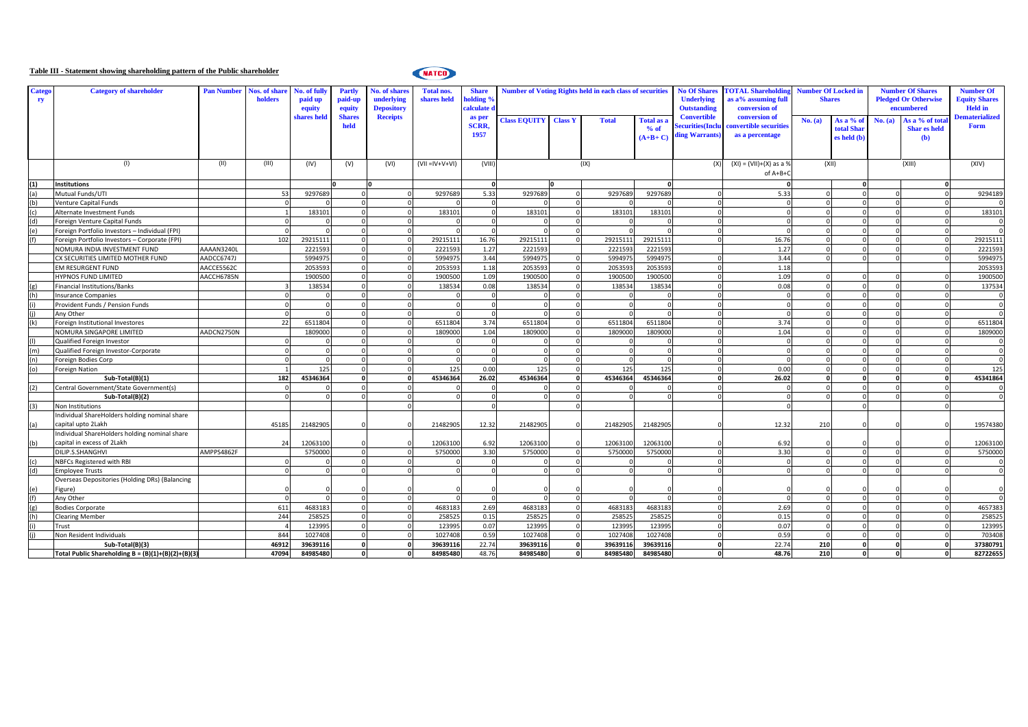**Table III - Statement showing shareholding pattern of the Public shareholder**

| Category | Category of shareholder | Pan Number | Nos. of share holders | No. of fully paid up equity shares held | Partly paid-up equity Shares held | No. of shares underlying Depository Receipts | Total nos. shares held | Share holding % calculate d as per SCRR, 1957 | Number of Voting Rights held in each class of securities | | | | No Of Shares Underlying Outstanding Convertible Securities(Including Warrants) | TOTAL Shareholding as a% assuming full conversion of conversion of convertible securities as a percentage | Number Of Locked in Shares | | Number Of Shares Pledged Or Otherwise encumbered | | Number Of Equity Shares Held in Dematerialized Form |
|---|---|---|---|---|---|---|---|---|---|---|---|---|---|---|---|---|---|---|---|
| | | | | | | | | | Class EQUITY | Class Y | Total | Total as a % of (A+B+C) | | | No. (a) | As a % of total Shares held (b) | No. (a) | As a % of total Shares held (b) | |
| | (I) | (II) | (III) | (IV) | (V) | (VI) | (VII =IV+V+VI) | (VIII) | (IX) | | | | (X) | (XI) = (VII)+(X) as a % of A+B+C | (XII) | | (XIII) | | (XIV) |
| (1) | Institutions | | | | 0 | 0 | | 0 | | 0 | | 0 | | 0 | | 0 | | 0 | |
| (a) | Mutual Funds/UTI | | 53 | 9297689 | 0 | 0 | 9297689 | 5.33 | 9297689 | 0 | 9297689 | 9297689 | 0 | 5.33 | 0 | 0 | 0 | 0 | 9294189 |
| (b) | Venture Capital Funds | | 0 | 0 | 0 | 0 | 0 | 0 | 0 | 0 | 0 | 0 | 0 | 0 | 0 | 0 | 0 | 0 | 0 |
| (c) | Alternate Investment Funds | | 1 | 183101 | 0 | 0 | 183101 | 0 | 183101 | 0 | 183101 | 183101 | 0 | 0 | 0 | 0 | 0 | 0 | 183101 |
| (d) | Foreign Venture Capital Funds | | 0 | 0 | 0 | 0 | 0 | 0 | 0 | 0 | 0 | 0 | 0 | 0 | 0 | 0 | 0 | 0 | 0 |
| (e) | Foreign Portfolio Investors – Individual (FPI) | | 0 | 0 | 0 | 0 | 0 | 0 | 0 | 0 | 0 | 0 | 0 | 0 | 0 | 0 | 0 | 0 | 0 |
| (f) | Foreign Portfolio Investors – Corporate (FPI) | | 102 | 29215111 | 0 | 0 | 29215111 | 16.76 | 29215111 | 0 | 29215111 | 29215111 | 0 | 16.76 | 0 | 0 | 0 | 0 | 29215111 |
| | NOMURA INDIA INVESTMENT FUND | AAAAN3240L | | 2221593 | 0 | 0 | 2221593 | 1.27 | 2221593 | | 2221593 | 2221593 | | 1.27 | 0 | 0 | 0 | 0 | 2221593 |
| | CX SECURITIES LIMITED MOTHER FUND | AADCC6747J | | 5994975 | 0 | 0 | 5994975 | 3.44 | 5994975 | 0 | 5994975 | 5994975 | 0 | 3.44 | 0 | 0 | 0 | 0 | 5994975 |
| | EM RESURGENT FUND | AACCE5562C | | 2053593 | 0 | 0 | 2053593 | 1.18 | 2053593 | 0 | 2053593 | 2053593 | 0 | 1.18 | | | | | 2053593 |
| | HYPNOS FUND LIMITED | AACCH6785N | | 1900500 | 0 | 0 | 1900500 | 1.09 | 1900500 | 0 | 1900500 | 1900500 | 0 | 1.09 | 0 | 0 | 0 | 0 | 1900500 |
| (g) | Financial Institutions/Banks | | 3 | 138534 | 0 | 0 | 138534 | 0.08 | 138534 | 0 | 138534 | 138534 | 0 | 0.08 | 0 | 0 | 0 | 0 | 137534 |
| (h) | Insurance Companies | | 0 | 0 | 0 | 0 | 0 | 0 | 0 | 0 | 0 | 0 | 0 | 0 | 0 | 0 | 0 | 0 | 0 |
| (i) | Provident Funds / Pension Funds | | 0 | 0 | 0 | 0 | 0 | 0 | 0 | 0 | 0 | 0 | 0 | 0 | 0 | 0 | 0 | 0 | 0 |
| (j) | Any Other | | 0 | 0 | 0 | 0 | 0 | 0 | 0 | 0 | 0 | 0 | 0 | 0 | 0 | 0 | 0 | 0 | 0 |
| (k) | Foreign Institutional Investores | | 22 | 6511804 | 0 | 0 | 6511804 | 3.74 | 6511804 | 0 | 6511804 | 6511804 | 0 | 3.74 | 0 | 0 | 0 | 0 | 6511804 |
| | NOMURA SINGAPORE LIMITED | AADCN2750N | | 1809000 | 0 | 0 | 1809000 | 1.04 | 1809000 | 0 | 1809000 | 1809000 | 0 | 1.04 | 0 | 0 | 0 | 0 | 1809000 |
| (l) | Qualified Foreign Investor | | 0 | 0 | 0 | 0 | 0 | 0 | 0 | 0 | 0 | 0 | 0 | 0 | 0 | 0 | 0 | 0 | 0 |
| (m) | Qualified Foreign Investor-Corporate | | 0 | 0 | 0 | 0 | 0 | 0 | 0 | 0 | 0 | 0 | 0 | 0 | 0 | 0 | 0 | 0 | 0 |
| (n) | Foreign Bodies Corp | | 0 | 0 | 0 | 0 | 0 | 0 | 0 | 0 | 0 | 0 | 0 | 0 | 0 | 0 | 0 | 0 | 0 |
| (o) | Foreign Nation | | 1 | 125 | 0 | 0 | 125 | 0.00 | 125 | 0 | 125 | 125 | 0 | 0.00 | 0 | 0 | 0 | 0 | 125 |
| | **Sub-Total(B)(1)** | | **182** | **45346364** | **0** | **0** | **45346364** | **26.02** | **45346364** | **0** | **45346364** | **45346364** | **0** | **26.02** | **0** | **0** | **0** | **0** | **45341864** |
| (2) | Central Government/State Government(s) | | 0 | 0 | 0 | 0 | 0 | 0 | 0 | 0 | 0 | 0 | 0 | 0 | 0 | 0 | 0 | 0 | 0 |
| | **Sub-Total(B)(2)** | | 0 | 0 | 0 | 0 | 0 | 0 | 0 | 0 | 0 | 0 | 0 | 0 | 0 | 0 | 0 | 0 | 0 |
| (3) | Non Institutions | | | | | 0 | | 0 | | 0 | | | | 0 | | 0 | | 0 | |
| (a) | Individual ShareHolders holding nominal share capital upto 2Lakh | | 45185 | 21482905 | 0 | 0 | 21482905 | 12.32 | 21482905 | 0 | 21482905 | 21482905 | 0 | 12.32 | 210 | 0 | 0 | 0 | 19574380 |
| (b) | Individual ShareHolders holding nominal share capital in excess of 2Lakh | | 24 | 12063100 | 0 | 0 | 12063100 | 6.92 | 12063100 | 0 | 12063100 | 12063100 | 0 | 6.92 | 0 | 0 | 0 | 0 | 12063100 |
| | DILIP.S.SHANGHVI | AMPPS4862F | | 5750000 | 0 | 0 | 5750000 | 3.30 | 5750000 | 0 | 5750000 | 5750000 | 0 | 3.30 | 0 | 0 | 0 | 0 | 5750000 |
| (c) | NBFCs Registered with RBI | | 0 | 0 | 0 | 0 | 0 | 0 | 0 | 0 | 0 | 0 | 0 | 0 | 0 | 0 | 0 | 0 | 0 |
| (d) | Employee Trusts | | 0 | 0 | 0 | 0 | 0 | 0 | 0 | 0 | 0 | 0 | 0 | 0 | 0 | 0 | 0 | 0 | 0 |
| (e) | Overseas Depositories (Holding DRs) (Balancing Figure) | | 0 | 0 | 0 | 0 | 0 | 0 | 0 | 0 | 0 | 0 | 0 | 0 | 0 | 0 | 0 | 0 | 0 |
| (f) | Any Other | | 0 | 0 | 0 | 0 | 0 | 0 | 0 | 0 | 0 | 0 | 0 | 0 | 0 | 0 | 0 | 0 | 0 |
| (g) | Bodies Corporate | | 611 | 4683183 | 0 | 0 | 4683183 | 2.69 | 4683183 | 0 | 4683183 | 4683183 | 0 | 2.69 | 0 | 0 | 0 | 0 | 4657383 |
| (h) | Clearing Member | | 244 | 258525 | 0 | 0 | 258525 | 0.15 | 258525 | 0 | 258525 | 258525 | 0 | 0.15 | 0 | 0 | 0 | 0 | 258525 |
| (i) | Trust | | 4 | 123995 | 0 | 0 | 123995 | 0.07 | 123995 | 0 | 123995 | 123995 | 0 | 0.07 | 0 | 0 | 0 | 0 | 123995 |
| (j) | Non Resident Individuals | | 844 | 1027408 | 0 | 0 | 1027408 | 0.59 | 1027408 | 0 | 1027408 | 1027408 | 0 | 0.59 | 0 | 0 | 0 | 0 | 703408 |
| | **Sub-Total(B)(3)** | | **46912** | **39639116** | **0** | **0** | **39639116** | **22.74** | **39639116** | **0** | **39639116** | **39639116** | **0** | **22.74** | **210** | **0** | **0** | **0** | **37380791** |
| | **Total Public Shareholding B = (B)(1)+(B)(2)+(B)(3)** | | **47094** | **84985480** | **0** | **0** | **84985480** | **48.76** | **84985480** | **0** | **84985480** | **84985480** | **0** | **48.76** | **210** | **0** | **0** | **0** | **82722655** |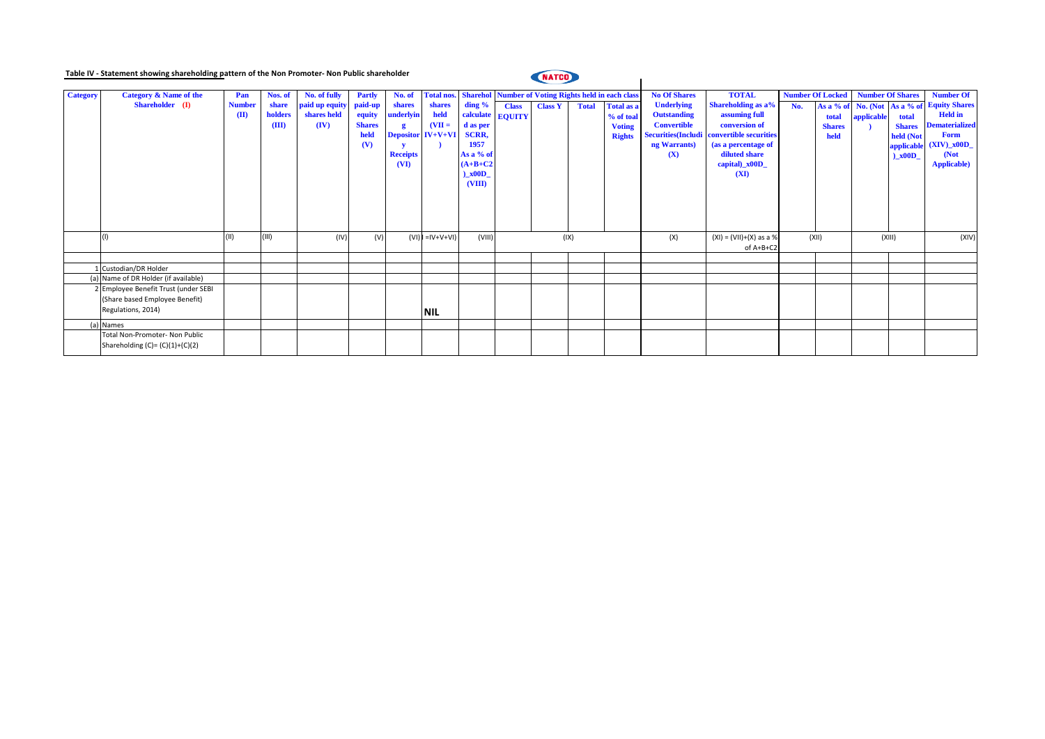**Table IV - Statement showing shareholding pattern of the Non Promoter- Non Public shareholder**

NATCO

| Category | Category & Name of the Shareholder (I) | Pan Number (II) | Nos. of share holders (III) | No. of fully paid up equity shares held (IV) | Partly paid-up equity Shares held (V) | No. of shares underlying Depository Receipts (VI) | Total nos. shares held (VII = IV+V+VI) | Shareholding % calculated as per SCRR, 1957 As a % of (A+B+C2)_x00D_ (VIII) | Number of Voting Rights held in each class | | | | No Of Shares Underlying Outstanding Convertible Securities(Including Warrants) (X) | TOTAL Shareholding as a% assuming full conversion of convertible securities (as a percentage of diluted share capital)_x00D_ (XI) | Number Of Locked | | Number Of Shares | | Number Of Equity Shares Held in Dematerialized Form (XIV)_x00D_ (Not Applicable) |
|---|---|---|---|---|---|---|---|---|---|---|---|---|---|---|---|---|---|---|---|
| | | | | | | | | | Class EQUITY | Class Y | Total | Total as a % of toal Voting Rights | | | No. | As a % of total Shares held | No. (Not applicable) | As a % of total Shares held (Not applicable)_x00D_ | |
| | (I) | (II) | (III) | (IV) | (V) | (VI) | I =IV+V+VI) | (VIII) | | (IX) | | | (X) | (XI) = (VII)+(X) as a % of A+B+C2 | (XII) | | (XIII) | | (XIV) |
| 1 | Custodian/DR Holder | | | | | | | | | | | | | | | | | | |
| (a) | Name of DR Holder (if available) | | | | | | | | | | | | | | | | | | |
| 2 | Employee Benefit Trust (under SEBI (Share based Employee Benefit) Regulations, 2014) | | | | | | NIL | | | | | | | | | | | | |
| (a) | Names | | | | | | | | | | | | | | | | | | |
| | Total Non-Promoter- Non Public Shareholding (C)= (C)(1)+(C)(2) | | | | | | | | | | | | | | | | | | |